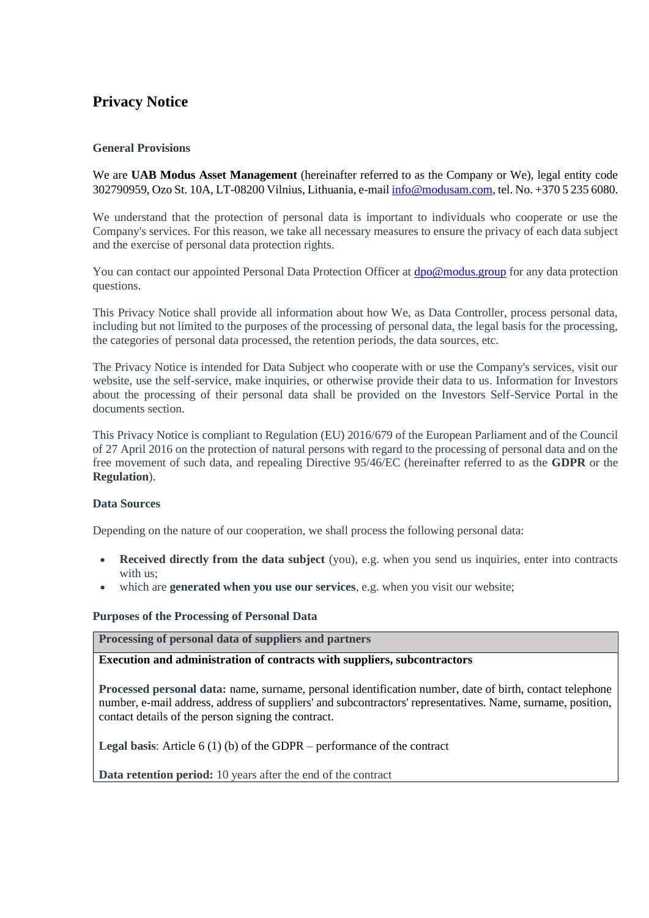# Privacy Notice

## General Provisions

We are **UAB Modus Asset Management** (hereinafter referred to as the Company or We), legal entity code 302790959, Ozo St. 10A, LT-08200 Vilnius, Lithuania, e-mail info@modusam.com, tel. No. +370 5 235 6080.

We understand that the protection of personal data is important to individuals who cooperate or use the Company's services. For this reason, we take all necessary measures to ensure the privacy of each data subject and the exercise of personal data protection rights.

You can contact our appointed Personal Data Protection Officer at dpo@modus.group for any data protection questions.

This Privacy Notice shall provide all information about how We, as Data Controller, process personal data, including but not limited to the purposes of the processing of personal data, the legal basis for the processing, the categories of personal data processed, the retention periods, the data sources, etc.

The Privacy Notice is intended for Data Subject who cooperate with or use the Company's services, visit our website, use the self-service, make inquiries, or otherwise provide their data to us. Information for Investors about the processing of their personal data shall be provided on the Investors Self-Service Portal in the documents section.

This Privacy Notice is compliant to Regulation (EU) 2016/679 of the European Parliament and of the Council of 27 April 2016 on the protection of natural persons with regard to the processing of personal data and on the free movement of such data, and repealing Directive 95/46/EC (hereinafter referred to as the **GDPR** or the **Regulation**).

## Data Sources

Depending on the nature of our cooperation, we shall process the following personal data:

- **Received directly from the data subject** (you), e.g. when you send us inquiries, enter into contracts with us;
- which are **generated when you use our services**, e.g. when you visit our website;

## Purposes of the Processing of Personal Data

| **Processing of personal data of suppliers and partners** |
|---|
| **Execution and administration of contracts with suppliers, subcontractors**<br><br>**Processed personal data:** name, surname, personal identification number, date of birth, contact telephone number, e-mail address, address of suppliers' and subcontractors' representatives. Name, surname, position, contact details of the person signing the contract.<br><br>**Legal basis**: Article 6 (1) (b) of the GDPR – performance of the contract<br><br>**Data retention period:** 10 years after the end of the contract |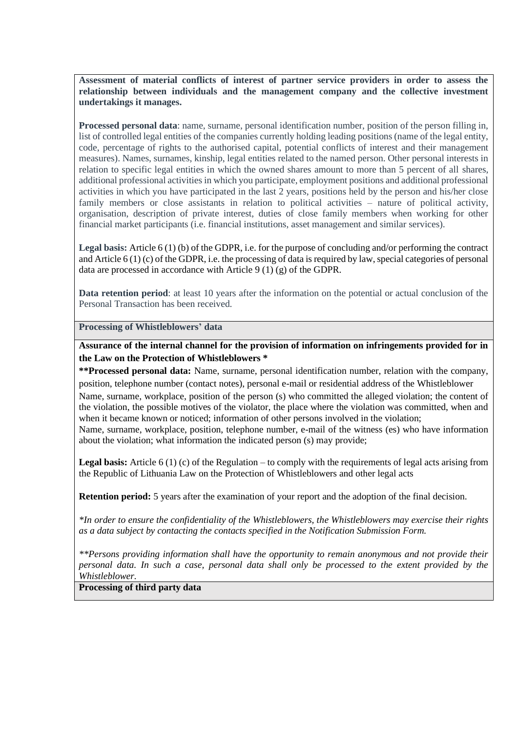**Assessment of material conflicts of interest of partner service providers in order to assess the relationship between individuals and the management company and the collective investment undertakings it manages.**

**Processed personal data**: name, surname, personal identification number, position of the person filling in, list of controlled legal entities of the companies currently holding leading positions (name of the legal entity, code, percentage of rights to the authorised capital, potential conflicts of interest and their management measures). Names, surnames, kinship, legal entities related to the named person. Other personal interests in relation to specific legal entities in which the owned shares amount to more than 5 percent of all shares, additional professional activities in which you participate, employment positions and additional professional activities in which you have participated in the last 2 years, positions held by the person and his/her close family members or close assistants in relation to political activities – nature of political activity, organisation, description of private interest, duties of close family members when working for other financial market participants (i.e. financial institutions, asset management and similar services).

**Legal basis:** Article 6 (1) (b) of the GDPR, i.e. for the purpose of concluding and/or performing the contract and Article 6 (1) (c) of the GDPR, i.e. the processing of data is required by law, special categories of personal data are processed in accordance with Article 9 (1) (g) of the GDPR.

**Data retention period**: at least 10 years after the information on the potential or actual conclusion of the Personal Transaction has been received.

**Processing of Whistleblowers' data**

**Assurance of the internal channel for the provision of information on infringements provided for in the Law on the Protection of Whistleblowers ***

****Processed personal data:** Name, surname, personal identification number, relation with the company, position, telephone number (contact notes), personal e-mail or residential address of the Whistleblower

Name, surname, workplace, position of the person (s) who committed the alleged violation; the content of the violation, the possible motives of the violator, the place where the violation was committed, when and when it became known or noticed; information of other persons involved in the violation;

Name, surname, workplace, position, telephone number, e-mail of the witness (es) who have information about the violation; what information the indicated person (s) may provide;

**Legal basis:** Article 6 (1) (c) of the Regulation – to comply with the requirements of legal acts arising from the Republic of Lithuania Law on the Protection of Whistleblowers and other legal acts

**Retention period:** 5 years after the examination of your report and the adoption of the final decision.

*\*In order to ensure the confidentiality of the Whistleblowers, the Whistleblowers may exercise their rights as a data subject by contacting the contacts specified in the Notification Submission Form.*

*\*\*Persons providing information shall have the opportunity to remain anonymous and not provide their personal data. In such a case, personal data shall only be processed to the extent provided by the Whistleblower.*

**Processing of third party data**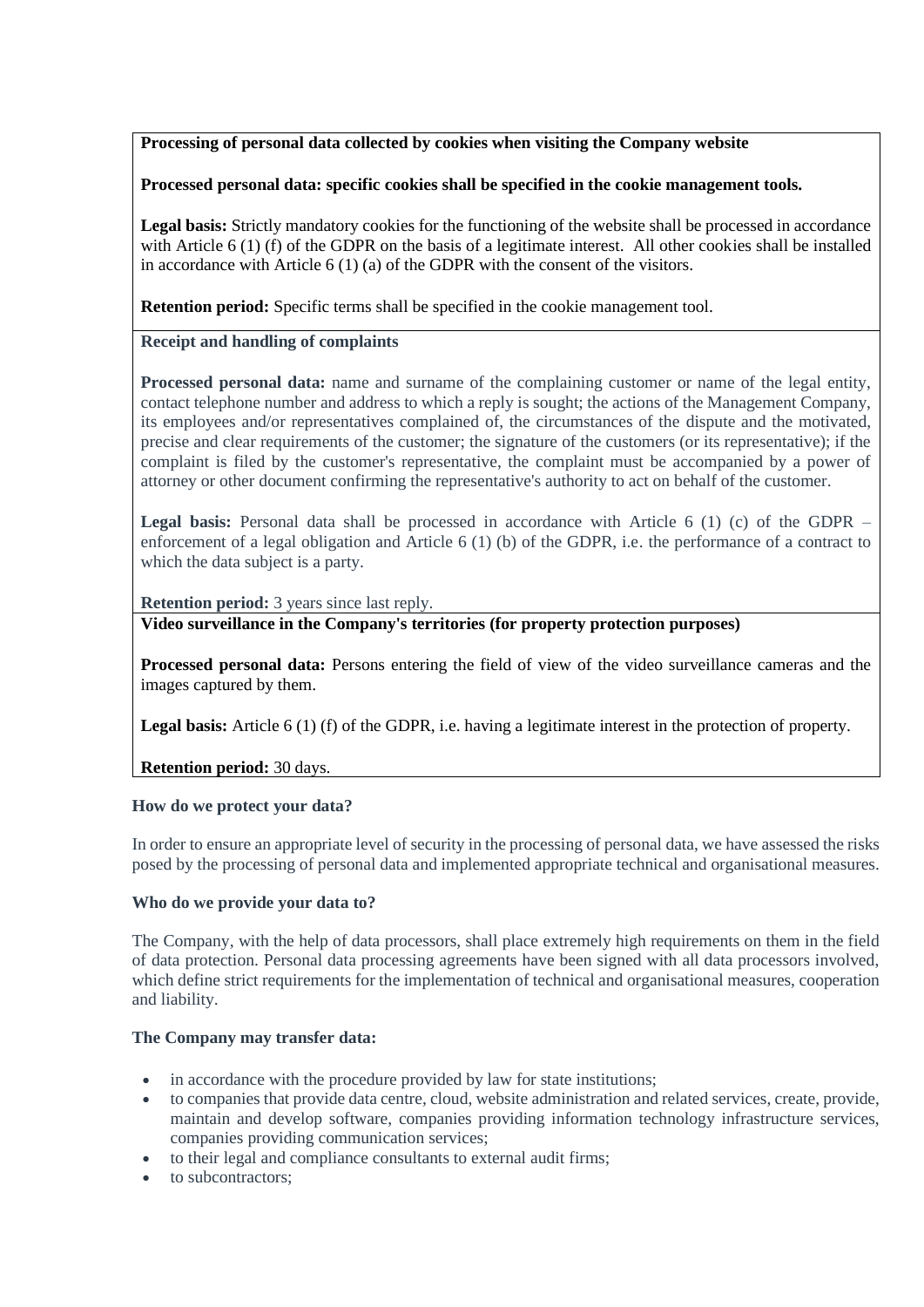**Processing of personal data collected by cookies when visiting the Company website**

**Processed personal data: specific cookies shall be specified in the cookie management tools.**

**Legal basis:** Strictly mandatory cookies for the functioning of the website shall be processed in accordance with Article 6 (1) (f) of the GDPR on the basis of a legitimate interest. All other cookies shall be installed in accordance with Article 6 (1) (a) of the GDPR with the consent of the visitors.

**Retention period:** Specific terms shall be specified in the cookie management tool.

**Receipt and handling of complaints**

**Processed personal data:** name and surname of the complaining customer or name of the legal entity, contact telephone number and address to which a reply is sought; the actions of the Management Company, its employees and/or representatives complained of, the circumstances of the dispute and the motivated, precise and clear requirements of the customer; the signature of the customers (or its representative); if the complaint is filed by the customer's representative, the complaint must be accompanied by a power of attorney or other document confirming the representative's authority to act on behalf of the customer.

**Legal basis:** Personal data shall be processed in accordance with Article 6 (1) (c) of the GDPR – enforcement of a legal obligation and Article 6 (1) (b) of the GDPR, i.e. the performance of a contract to which the data subject is a party.

**Retention period:** 3 years since last reply.

**Video surveillance in the Company's territories (for property protection purposes)**

**Processed personal data:** Persons entering the field of view of the video surveillance cameras and the images captured by them.

**Legal basis:** Article 6 (1) (f) of the GDPR, i.e. having a legitimate interest in the protection of property.

**Retention period:** 30 days.

**How do we protect your data?**

In order to ensure an appropriate level of security in the processing of personal data, we have assessed the risks posed by the processing of personal data and implemented appropriate technical and organisational measures.

**Who do we provide your data to?**

The Company, with the help of data processors, shall place extremely high requirements on them in the field of data protection. Personal data processing agreements have been signed with all data processors involved, which define strict requirements for the implementation of technical and organisational measures, cooperation and liability.

**The Company may transfer data:**

- in accordance with the procedure provided by law for state institutions;
- to companies that provide data centre, cloud, website administration and related services, create, provide, maintain and develop software, companies providing information technology infrastructure services, companies providing communication services;
- to their legal and compliance consultants to external audit firms;
- to subcontractors;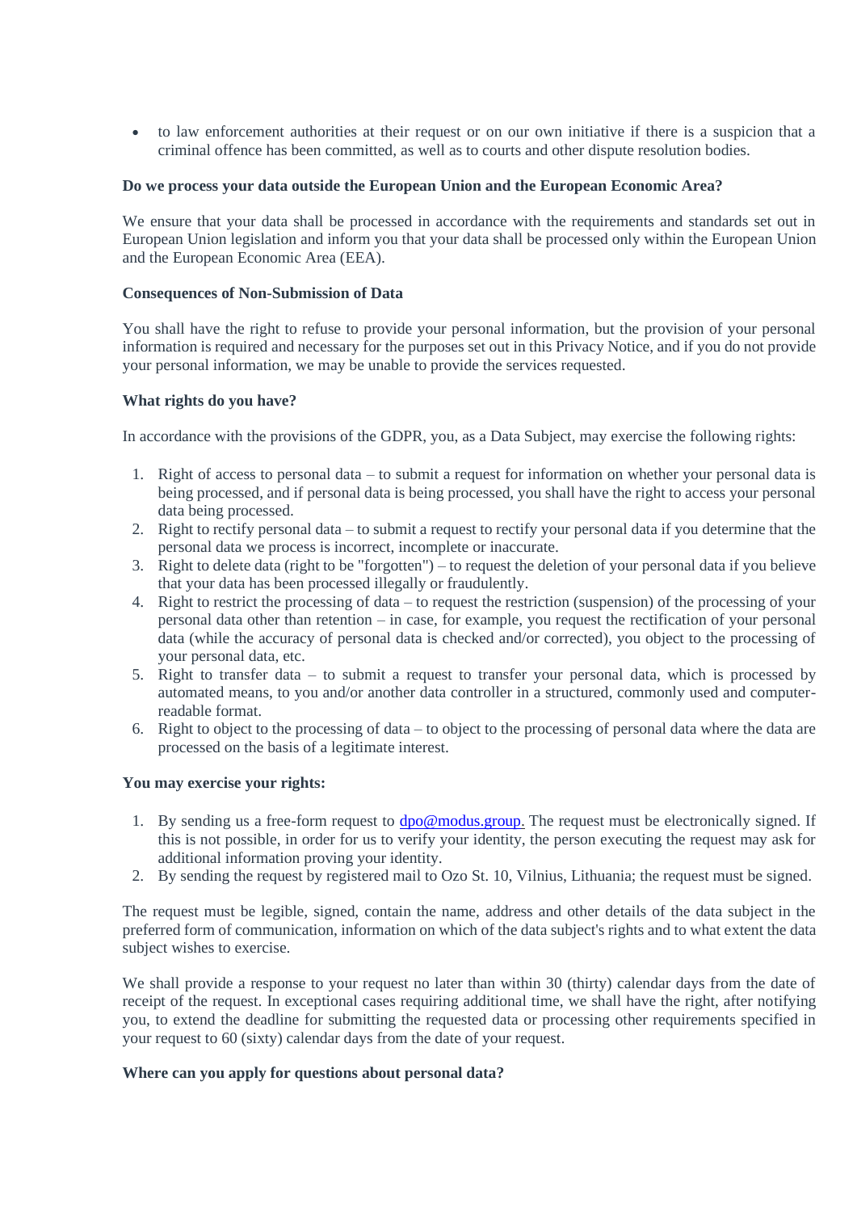- to law enforcement authorities at their request or on our own initiative if there is a suspicion that a criminal offence has been committed, as well as to courts and other dispute resolution bodies.

**Do we process your data outside the European Union and the European Economic Area?**

We ensure that your data shall be processed in accordance with the requirements and standards set out in European Union legislation and inform you that your data shall be processed only within the European Union and the European Economic Area (EEA).

**Consequences of Non-Submission of Data**

You shall have the right to refuse to provide your personal information, but the provision of your personal information is required and necessary for the purposes set out in this Privacy Notice, and if you do not provide your personal information, we may be unable to provide the services requested.

**What rights do you have?**

In accordance with the provisions of the GDPR, you, as a Data Subject, may exercise the following rights:

1. Right of access to personal data – to submit a request for information on whether your personal data is being processed, and if personal data is being processed, you shall have the right to access your personal data being processed.
2. Right to rectify personal data – to submit a request to rectify your personal data if you determine that the personal data we process is incorrect, incomplete or inaccurate.
3. Right to delete data (right to be "forgotten") – to request the deletion of your personal data if you believe that your data has been processed illegally or fraudulently.
4. Right to restrict the processing of data – to request the restriction (suspension) of the processing of your personal data other than retention – in case, for example, you request the rectification of your personal data (while the accuracy of personal data is checked and/or corrected), you object to the processing of your personal data, etc.
5. Right to transfer data – to submit a request to transfer your personal data, which is processed by automated means, to you and/or another data controller in a structured, commonly used and computer-readable format.
6. Right to object to the processing of data – to object to the processing of personal data where the data are processed on the basis of a legitimate interest.

**You may exercise your rights:**

1. By sending us a free-form request to dpo@modus.group. The request must be electronically signed. If this is not possible, in order for us to verify your identity, the person executing the request may ask for additional information proving your identity.
2. By sending the request by registered mail to Ozo St. 10, Vilnius, Lithuania; the request must be signed.

The request must be legible, signed, contain the name, address and other details of the data subject in the preferred form of communication, information on which of the data subject's rights and to what extent the data subject wishes to exercise.

We shall provide a response to your request no later than within 30 (thirty) calendar days from the date of receipt of the request. In exceptional cases requiring additional time, we shall have the right, after notifying you, to extend the deadline for submitting the requested data or processing other requirements specified in your request to 60 (sixty) calendar days from the date of your request.

**Where can you apply for questions about personal data?**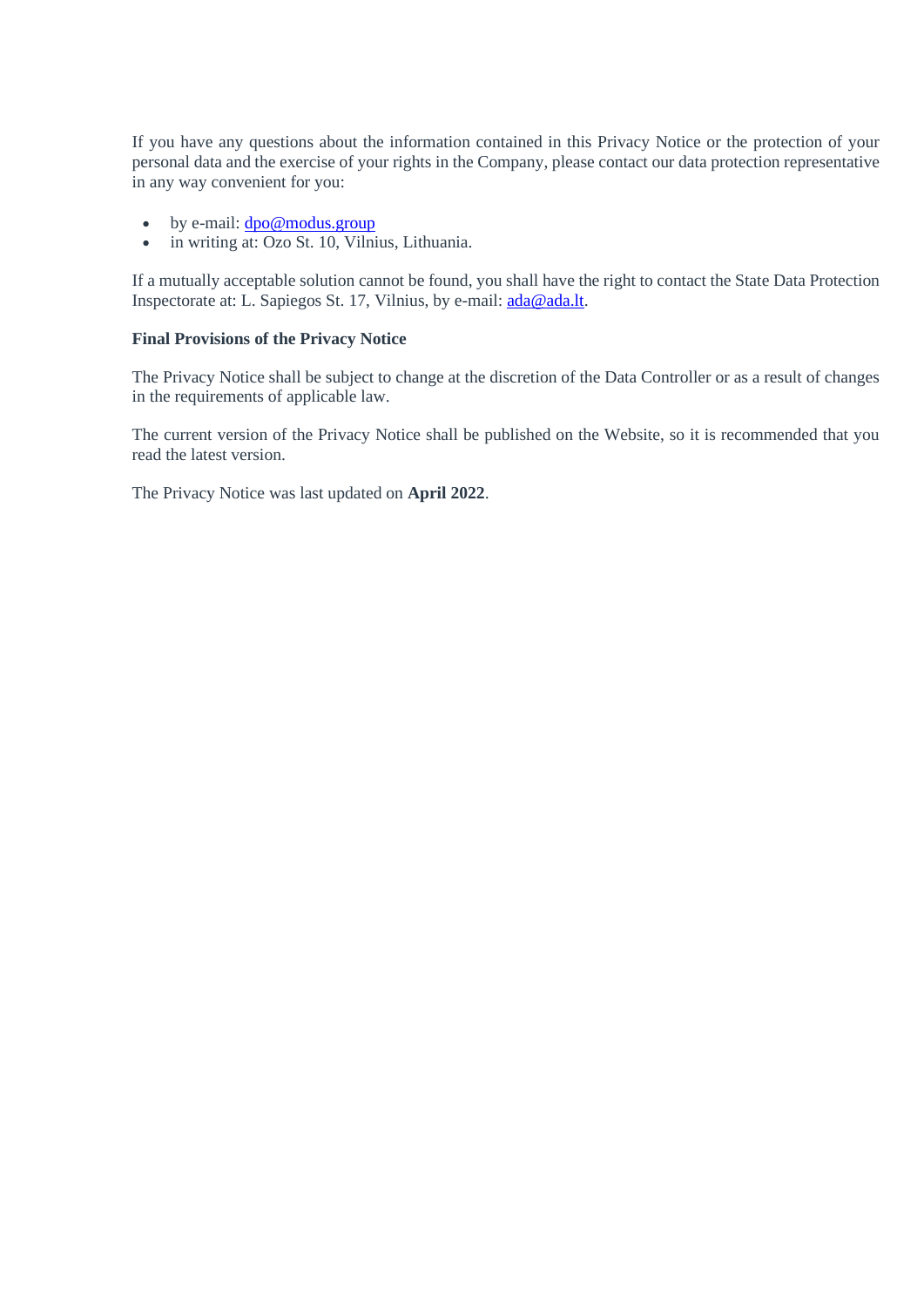If you have any questions about the information contained in this Privacy Notice or the protection of your personal data and the exercise of your rights in the Company, please contact our data protection representative in any way convenient for you:

- by e-mail: [dpo@modus.group](mailto:dpo@modus.group)
- in writing at: Ozo St. 10, Vilnius, Lithuania.

If a mutually acceptable solution cannot be found, you shall have the right to contact the State Data Protection Inspectorate at: L. Sapiegos St. 17, Vilnius, by e-mail: [ada@ada.lt](mailto:ada@ada.lt).

**Final Provisions of the Privacy Notice**

The Privacy Notice shall be subject to change at the discretion of the Data Controller or as a result of changes in the requirements of applicable law.

The current version of the Privacy Notice shall be published on the Website, so it is recommended that you read the latest version.

The Privacy Notice was last updated on **April 2022**.